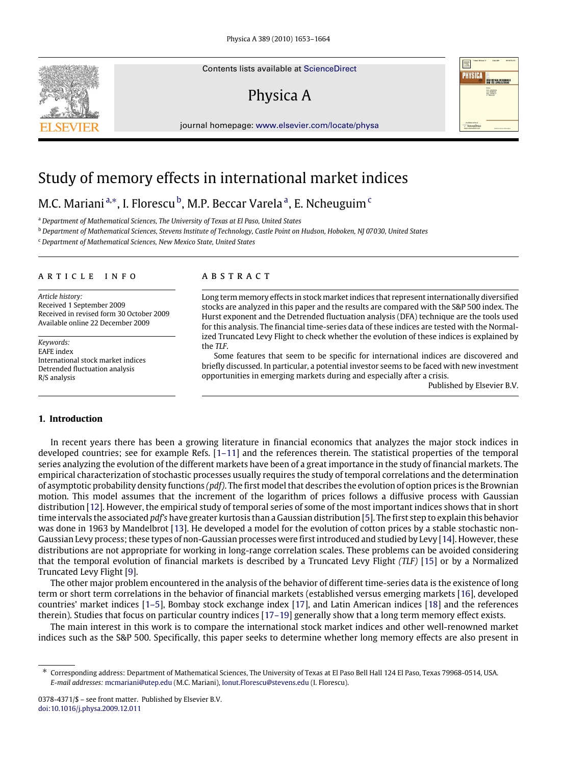# Study of memory effects in international market indices

M.C. Mariani [a,*], I. Florescu [b], M.P. Beccar Varela [a], E. Ncheuguim [c]

[a] Department of Mathematical Sciences, The University of Texas at El Paso, United States

[b] Department of Mathematical Sciences, Stevens Institute of Technology, Castle Point on Hudson, Hoboken, NJ 07030, United States

[c] Department of Mathematical Sciences, New Mexico State, United States

## ARTICLE INFO

*Article history:*
Received 1 September 2009
Received in revised form 30 October 2009
Available online 22 December 2009

*Keywords:*
EAFE index
International stock market indices
Detrended fluctuation analysis
R/S analysis

## ABSTRACT

Long term memory effects in stock market indices that represent internationally diversified stocks are analyzed in this paper and the results are compared with the S&P 500 index. The Hurst exponent and the Detrended fluctuation analysis (DFA) technique are the tools used for this analysis. The financial time-series data of these indices are tested with the Normalized Truncated Levy Flight to check whether the evolution of these indices is explained by the *TLF*.

Some features that seem to be specific for international indices are discovered and briefly discussed. In particular, a potential investor seems to be faced with new investment opportunities in emerging markets during and especially after a crisis.

Published by Elsevier B.V.

## 1. Introduction

In recent years there has been a growing literature in financial economics that analyzes the major stock indices in developed countries; see for example Refs. [1–11] and the references therein. The statistical properties of the temporal series analyzing the evolution of the different markets have been of a great importance in the study of financial markets. The empirical characterization of stochastic processes usually requires the study of temporal correlations and the determination of asymptotic probability density functions *(pdf)*. The first model that describes the evolution of option prices is the Brownian motion. This model assumes that the increment of the logarithm of prices follows a diffusive process with Gaussian distribution [12]. However, the empirical study of temporal series of some of the most important indices shows that in short time intervals the associated *pdf's* have greater kurtosis than a Gaussian distribution [5]. The first step to explain this behavior was done in 1963 by Mandelbrot [13]. He developed a model for the evolution of cotton prices by a stable stochastic non-Gaussian Levy process; these types of non-Gaussian processes were first introduced and studied by Levy [14]. However, these distributions are not appropriate for working in long-range correlation scales. These problems can be avoided considering that the temporal evolution of financial markets is described by a Truncated Levy Flight *(TLF)* [15] or by a Normalized Truncated Levy Flight [9].

The other major problem encountered in the analysis of the behavior of different time-series data is the existence of long term or short term correlations in the behavior of financial markets (established versus emerging markets [16], developed countries' market indices [1–5], Bombay stock exchange index [17], and Latin American indices [18] and the references therein). Studies that focus on particular country indices [17–19] generally show that a long term memory effect exists.

The main interest in this work is to compare the international stock market indices and other well-renowned market indices such as the S&P 500. Specifically, this paper seeks to determine whether long memory effects are also present in

* Corresponding address: Department of Mathematical Sciences, The University of Texas at El Paso Bell Hall 124 El Paso, Texas 79968-0514, USA.
*E-mail addresses:* mcmariani@utep.edu (M.C. Mariani), Ionut.Florescu@stevens.edu (I. Florescu).

0378-4371/$ – see front matter. Published by Elsevier B.V.
doi:10.1016/j.physa.2009.12.011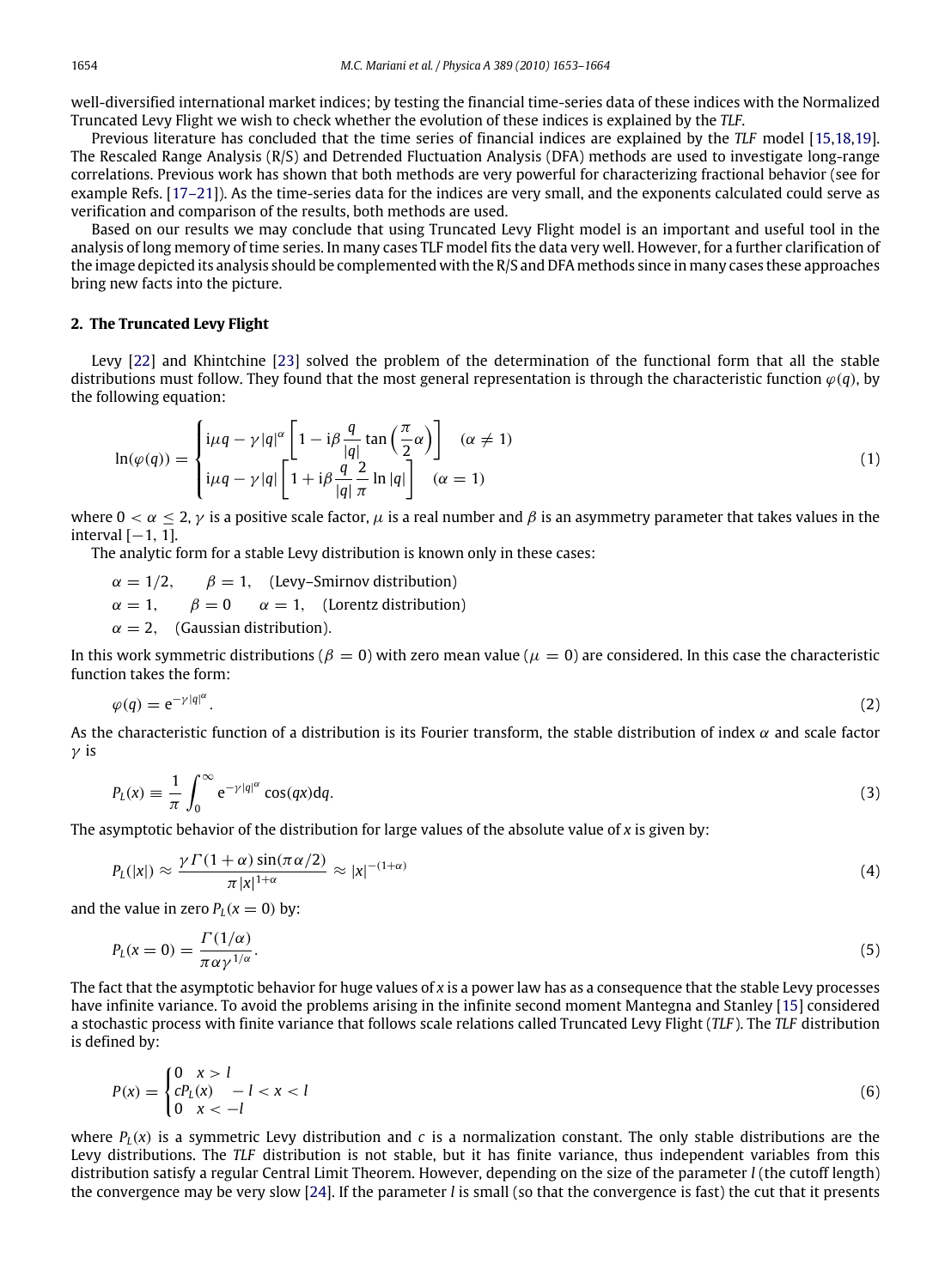well-diversified international market indices; by testing the financial time-series data of these indices with the Normalized Truncated Levy Flight we wish to check whether the evolution of these indices is explained by the *TLF*.

Previous literature has concluded that the time series of financial indices are explained by the *TLF* model [15,18,19]. The Rescaled Range Analysis (R/S) and Detrended Fluctuation Analysis (DFA) methods are used to investigate long-range correlations. Previous work has shown that both methods are very powerful for characterizing fractional behavior (see for example Refs. [17–21]). As the time-series data for the indices are very small, and the exponents calculated could serve as verification and comparison of the results, both methods are used.

Based on our results we may conclude that using Truncated Levy Flight model is an important and useful tool in the analysis of long memory of time series. In many cases TLF model fits the data very well. However, for a further clarification of the image depicted its analysis should be complemented with the R/S and DFA methods since in many cases these approaches bring new facts into the picture.

## 2. The Truncated Levy Flight

Levy [22] and Khintchine [23] solved the problem of the determination of the functional form that all the stable distributions must follow. They found that the most general representation is through the characteristic function $\varphi(q)$, by the following equation:

$$\ln(\varphi(q)) = \begin{cases} i\mu q - \gamma |q|^{\alpha}\left[1 - i\beta \dfrac{q}{|q|}\tan\left(\dfrac{\pi}{2}\alpha\right)\right] & (\alpha \neq 1) \\ i\mu q - \gamma |q|\left[1 + i\beta \dfrac{q}{|q|}\dfrac{2}{\pi}\ln|q|\right] & (\alpha = 1) \end{cases} \tag{1}$$

where $0 < \alpha \leq 2$, $\gamma$ is a positive scale factor, $\mu$ is a real number and $\beta$ is an asymmetry parameter that takes values in the interval $[-1, 1]$.

The analytic form for a stable Levy distribution is known only in these cases:

$\alpha = 1/2, \quad \beta = 1, \quad$ (Levy–Smirnov distribution)

$\alpha = 1, \quad \beta = 0 \quad \alpha = 1, \quad$ (Lorentz distribution)

$\alpha = 2, \quad$ (Gaussian distribution).

In this work symmetric distributions ($\beta = 0$) with zero mean value ($\mu = 0$) are considered. In this case the characteristic function takes the form:

$$\varphi(q) = e^{-\gamma |q|^{\alpha}}. \tag{2}$$

As the characteristic function of a distribution is its Fourier transform, the stable distribution of index $\alpha$ and scale factor $\gamma$ is

$$P_L(x) \equiv \frac{1}{\pi}\int_0^{\infty} e^{-\gamma |q|^{\alpha}} \cos(qx) dq. \tag{3}$$

The asymptotic behavior of the distribution for large values of the absolute value of $x$ is given by:

$$P_L(|x|) \approx \frac{\gamma \Gamma(1+\alpha)\sin(\pi\alpha/2)}{\pi |x|^{1+\alpha}} \approx |x|^{-(1+\alpha)} \tag{4}$$

and the value in zero $P_L(x = 0)$ by:

$$P_L(x = 0) = \frac{\Gamma(1/\alpha)}{\pi\alpha\gamma^{1/\alpha}}. \tag{5}$$

The fact that the asymptotic behavior for huge values of $x$ is a power law has as a consequence that the stable Levy processes have infinite variance. To avoid the problems arising in the infinite second moment Mantegna and Stanley [15] considered a stochastic process with finite variance that follows scale relations called Truncated Levy Flight (*TLF*). The *TLF* distribution is defined by:

$$P(x) = \begin{cases} 0 & x > l \\ cP_L(x) & -l < x < l \\ 0 & x < -l \end{cases} \tag{6}$$

where $P_L(x)$ is a symmetric Levy distribution and $c$ is a normalization constant. The only stable distributions are the Levy distributions. The *TLF* distribution is not stable, but it has finite variance, thus independent variables from this distribution satisfy a regular Central Limit Theorem. However, depending on the size of the parameter $l$ (the cutoff length) the convergence may be very slow [24]. If the parameter $l$ is small (so that the convergence is fast) the cut that it presents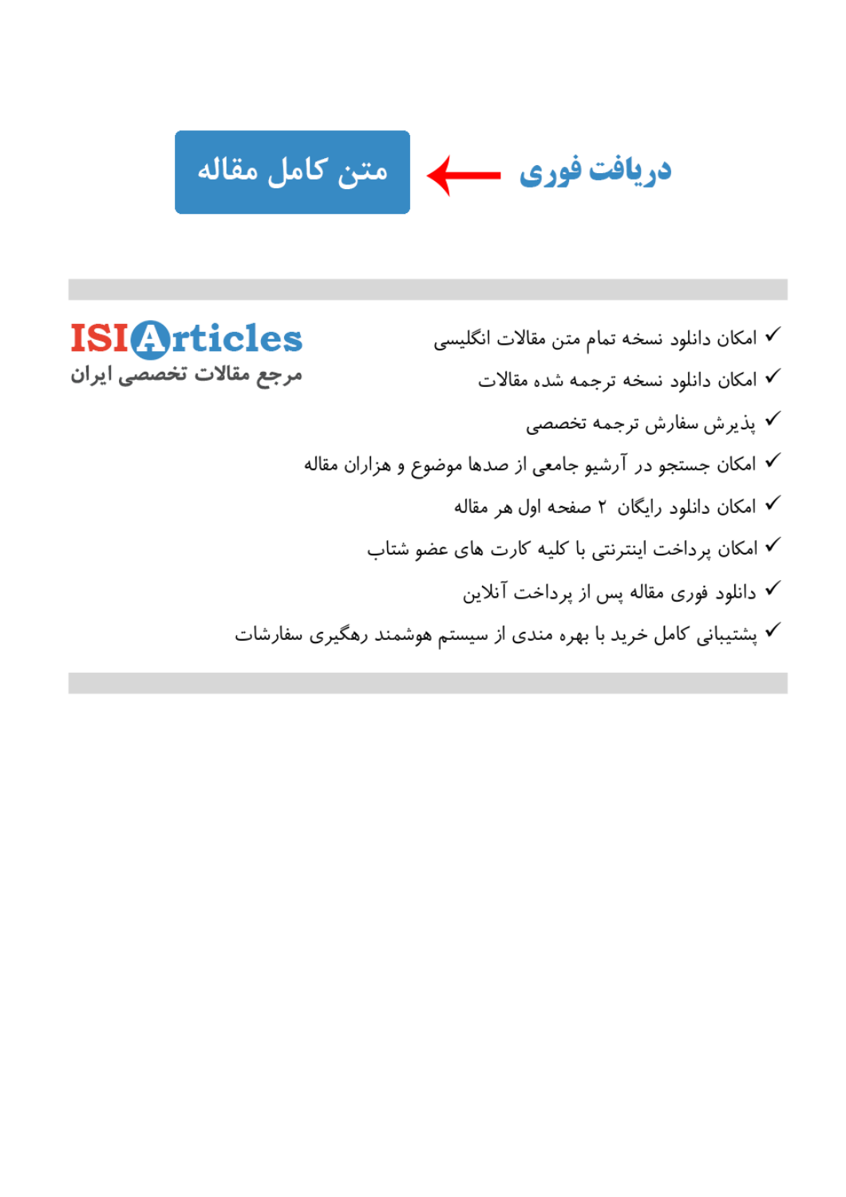دریافت فوری ← **متن کامل مقاله**

**ISIArticles**
مرجع مقالات تخصصی ایران

- ✓ امکان دانلود نسخه تمام متن مقالات انگلیسی
- ✓ امکان دانلود نسخه ترجمه شده مقالات
- ✓ پذیرش سفارش ترجمه تخصصی
- ✓ امکان جستجو در آرشیو جامعی از صدها موضوع و هزاران مقاله
- ✓ امکان دانلود رایگان ۲ صفحه اول هر مقاله
- ✓ امکان پرداخت اینترنتی با کلیه کارت های عضو شتاب
- ✓ دانلود فوری مقاله پس از پرداخت آنلاین
- ✓ پشتیبانی کامل خرید با بهره مندی از سیستم هوشمند رهگیری سفارشات